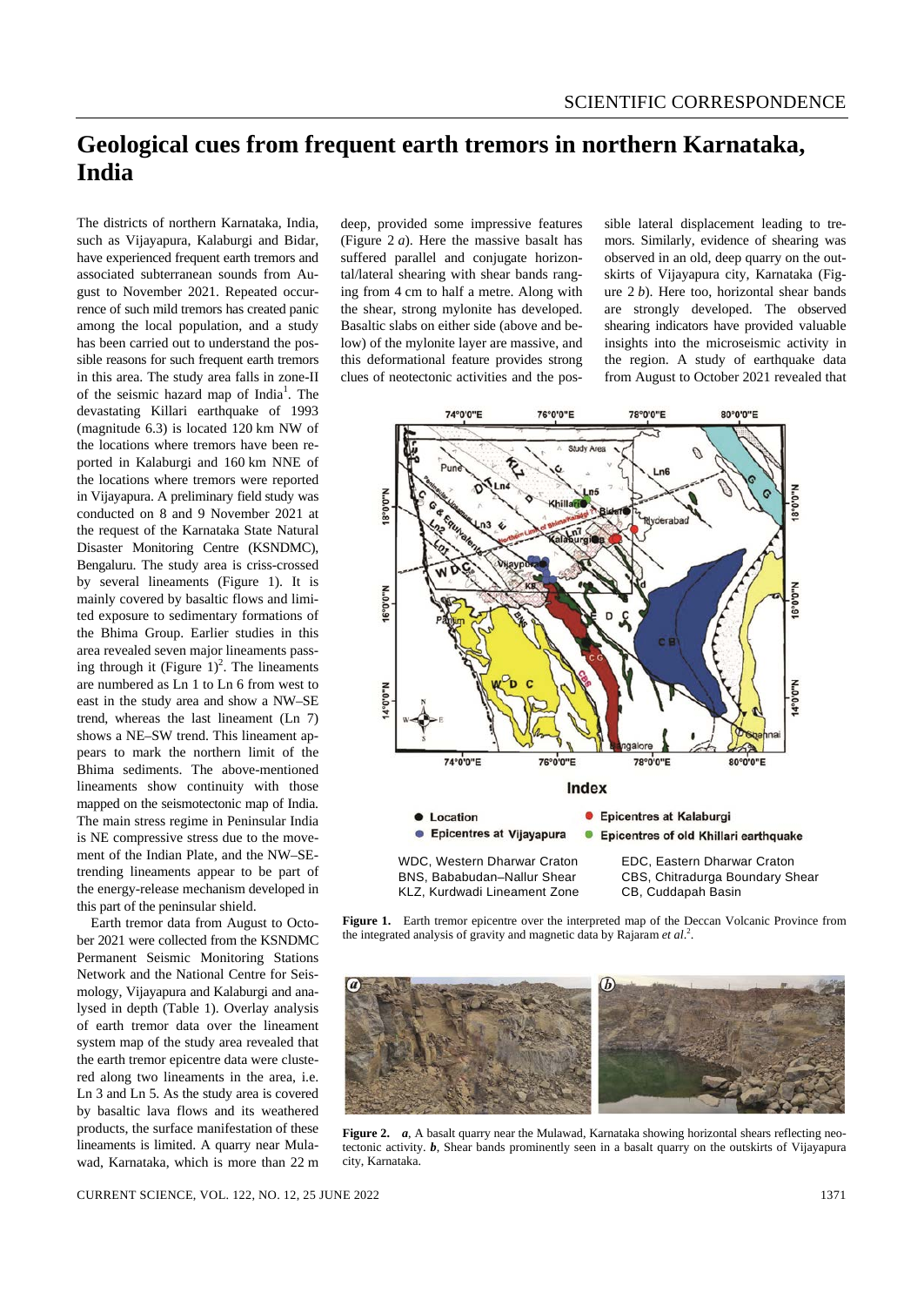# Geological cues from frequent earth tremors in northern Karnataka, India

The districts of northern Karnataka, India, such as Vijayapura, Kalaburgi and Bidar, have experienced frequent earth tremors and associated subterranean sounds from August to November 2021. Repeated occurrence of such mild tremors has created panic among the local population, and a study has been carried out to understand the possible reasons for such frequent earth tremors in this area. The study area falls in zone-II of the seismic hazard map of India[1]. The devastating Killari earthquake of 1993 (magnitude 6.3) is located 120 km NW of the locations where tremors have been reported in Kalaburgi and 160 km NNE of the locations where tremors were reported in Vijayapura. A preliminary field study was conducted on 8 and 9 November 2021 at the request of the Karnataka State Natural Disaster Monitoring Centre (KSNDMC), Bengaluru. The study area is criss-crossed by several lineaments (Figure 1). It is mainly covered by basaltic flows and limited exposure to sedimentary formations of the Bhima Group. Earlier studies in this area revealed seven major lineaments passing through it (Figure 1)[2]. The lineaments are numbered as Ln 1 to Ln 6 from west to east in the study area and show a NW–SE trend, whereas the last lineament (Ln 7) shows a NE–SW trend. This lineament appears to mark the northern limit of the Bhima sediments. The above-mentioned lineaments show continuity with those mapped on the seismotectonic map of India. The main stress regime in Peninsular India is NE compressive stress due to the movement of the Indian Plate, and the NW–SE-trending lineaments appear to be part of the energy-release mechanism developed in this part of the peninsular shield.

Earth tremor data from August to October 2021 were collected from the KSNDMC Permanent Seismic Monitoring Stations Network and the National Centre for Seismology, Vijayapura and Kalaburgi and analysed in depth (Table 1). Overlay analysis of earth tremor data over the lineament system map of the study area revealed that the earth tremor epicentre data were clustered along two lineaments in the area, i.e. Ln 3 and Ln 5. As the study area is covered by basaltic lava flows and its weathered products, the surface manifestation of these lineaments is limited. A quarry near Mulawad, Karnataka, which is more than 22 m deep, provided some impressive features (Figure 2 *a*). Here the massive basalt has suffered parallel and conjugate horizontal/lateral shearing with shear bands ranging from 4 cm to half a metre. Along with the shear, strong mylonite has developed. Basaltic slabs on either side (above and below) of the mylonite layer are massive, and this deformational feature provides strong clues of neotectonic activities and the possible lateral displacement leading to tremors. Similarly, evidence of shearing was observed in an old, deep quarry on the outskirts of Vijayapura city, Karnataka (Figure 2 *b*). Here too, horizontal shear bands are strongly developed. The observed shearing indicators have provided valuable insights into the microseismic activity in the region. A study of earthquake data from August to October 2021 revealed that

**Figure 1.** Earth tremor epicentre over the interpreted map of the Deccan Volcanic Province from the integrated analysis of gravity and magnetic data by Rajaram *et al.*[2].

**Figure 2.** ***a***, A basalt quarry near the Mulawad, Karnataka showing horizontal shears reflecting neotectonic activity. ***b***, Shear bands prominently seen in a basalt quarry on the outskirts of Vijayapura city, Karnataka.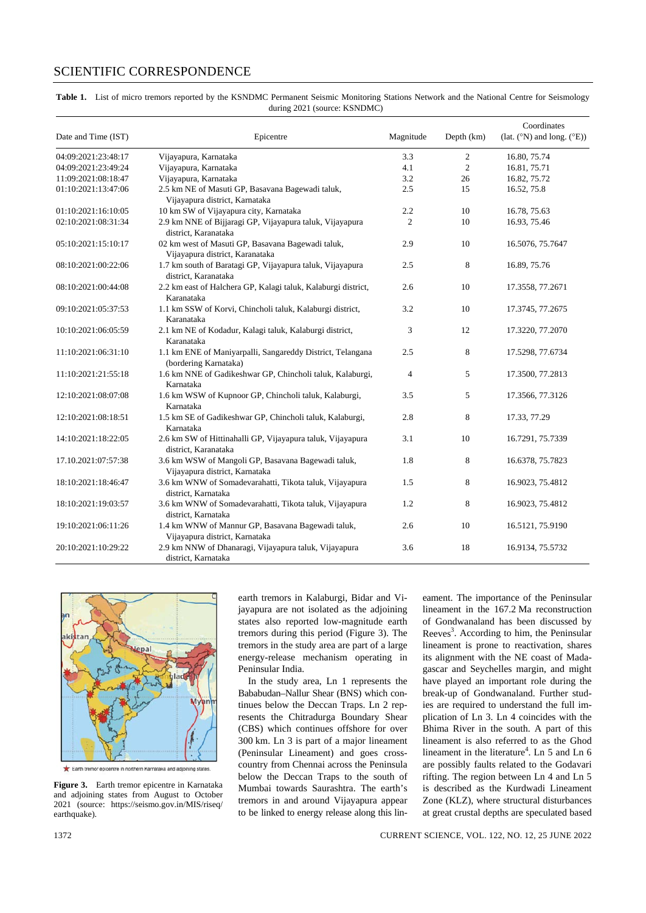**Table 1.** List of micro tremors reported by the KSNDMC Permanent Seismic Monitoring Stations Network and the National Centre for Seismology during 2021 (source: KSNDMC)

| Date and Time (IST) | Epicentre | Magnitude | Depth (km) | Coordinates (lat. (°N) and long. (°E)) |
|---|---|---|---|---|
| 04:09:2021:23:48:17 | Vijayapura, Karnataka | 3.3 | 2 | 16.80, 75.74 |
| 04:09:2021:23:49:24 | Vijayapura, Karnataka | 4.1 | 2 | 16.81, 75.71 |
| 11:09:2021:08:18:47 | Vijayapura, Karnataka | 3.2 | 26 | 16.82, 75.72 |
| 01:10:2021:13:47:06 | 2.5 km NE of Masuti GP, Basavana Bagewadi taluk, Vijayapura district, Karnataka | 2.5 | 15 | 16.52, 75.8 |
| 01:10:2021:16:10:05 | 10 km SW of Vijayapura city, Karnataka | 2.2 | 10 | 16.78, 75.63 |
| 02:10:2021:08:31:34 | 2.9 km NNE of Bijjaragi GP, Vijayapura taluk, Vijayapura district, Karanataka | 2 | 10 | 16.93, 75.46 |
| 05:10:2021:15:10:17 | 02 km west of Masuti GP, Basavana Bagewadi taluk, Vijayapura district, Karanataka | 2.9 | 10 | 16.5076, 75.7647 |
| 08:10:2021:00:22:06 | 1.7 km south of Baratagi GP, Vijayapura taluk, Vijayapura district, Karanataka | 2.5 | 8 | 16.89, 75.76 |
| 08:10:2021:00:44:08 | 2.2 km east of Halchera GP, Kalagi taluk, Kalaburgi district, Karanataka | 2.6 | 10 | 17.3558, 77.2671 |
| 09:10:2021:05:37:53 | 1.1 km SSW of Korvi, Chincholi taluk, Kalaburgi district, Karanataka | 3.2 | 10 | 17.3745, 77.2675 |
| 10:10:2021:06:05:59 | 2.1 km NE of Kodadur, Kalagi taluk, Kalaburgi district, Karanataka | 3 | 12 | 17.3220, 77.2070 |
| 11:10:2021:06:31:10 | 1.1 km ENE of Maniyarpalli, Sangareddy District, Telangana (bordering Karnataka) | 2.5 | 8 | 17.5298, 77.6734 |
| 11:10:2021:21:55:18 | 1.6 km NNE of Gadikeshwar GP, Chincholi taluk, Kalaburgi, Karnataka | 4 | 5 | 17.3500, 77.2813 |
| 12:10:2021:08:07:08 | 1.6 km WSW of Kupnoor GP, Chincholi taluk, Kalaburgi, Karnataka | 3.5 | 5 | 17.3566, 77.3126 |
| 12:10:2021:08:18:51 | 1.5 km SE of Gadikeshwar GP, Chincholi taluk, Kalaburgi, Karnataka | 2.8 | 8 | 17.33, 77.29 |
| 14:10:2021:18:22:05 | 2.6 km SW of Hittinahalli GP, Vijayapura taluk, Vijayapura district, Karanataka | 3.1 | 10 | 16.7291, 75.7339 |
| 17.10.2021:07:57:38 | 3.6 km WSW of Mangoli GP, Basavana Bagewadi taluk, Vijayapura district, Karnataka | 1.8 | 8 | 16.6378, 75.7823 |
| 18:10:2021:18:46:47 | 3.6 km WNW of Somadevarahatti, Tikota taluk, Vijayapura district, Karnataka | 1.5 | 8 | 16.9023, 75.4812 |
| 18:10:2021:19:03:57 | 3.6 km WNW of Somadevarahatti, Tikota taluk, Vijayapura district, Karnataka | 1.2 | 8 | 16.9023, 75.4812 |
| 19:10:2021:06:11:26 | 1.4 km WNW of Mannur GP, Basavana Bagewadi taluk, Vijayapura district, Karnataka | 2.6 | 10 | 16.5121, 75.9190 |
| 20:10:2021:10:29:22 | 2.9 km NNW of Dhanaragi, Vijayapura taluk, Vijayapura district, Karnataka | 3.6 | 18 | 16.9134, 75.5732 |

**Figure 3.** Earth tremor epicentre in Karnataka and adjoining states from August to October 2021 (source: https://seismo.gov.in/MIS/riseq/earthquake).

earth tremors in Kalaburgi, Bidar and Vijayapura are not isolated as the adjoining states also reported low-magnitude earth tremors during this period (Figure 3). The tremors in the study area are part of a large energy-release mechanism operating in Peninsular India.

In the study area, Ln 1 represents the Bababudan–Nallur Shear (BNS) which continues below the Deccan Traps. Ln 2 represents the Chitradurga Boundary Shear (CBS) which continues offshore for over 300 km. Ln 3 is part of a major lineament (Peninsular Lineament) and goes cross-country from Chennai across the Peninsula below the Deccan Traps to the south of Mumbai towards Saurashtra. The earth's tremors in and around Vijayapura appear to be linked to energy release along this lineament. The importance of the Peninsular lineament in the 167.2 Ma reconstruction of Gondwanaland has been discussed by Reeves[3]. According to him, the Peninsular lineament is prone to reactivation, shares its alignment with the NE coast of Madagascar and Seychelles margin, and might have played an important role during the break-up of Gondwanaland. Further studies are required to understand the full implication of Ln 3. Ln 4 coincides with the Bhima River in the south. A part of this lineament is also referred to as the Ghod lineament in the literature[4]. Ln 5 and Ln 6 are possibly faults related to the Godavari rifting. The region between Ln 4 and Ln 5 is described as the Kurdwadi Lineament Zone (KLZ), where structural disturbances at great crustal depths are speculated based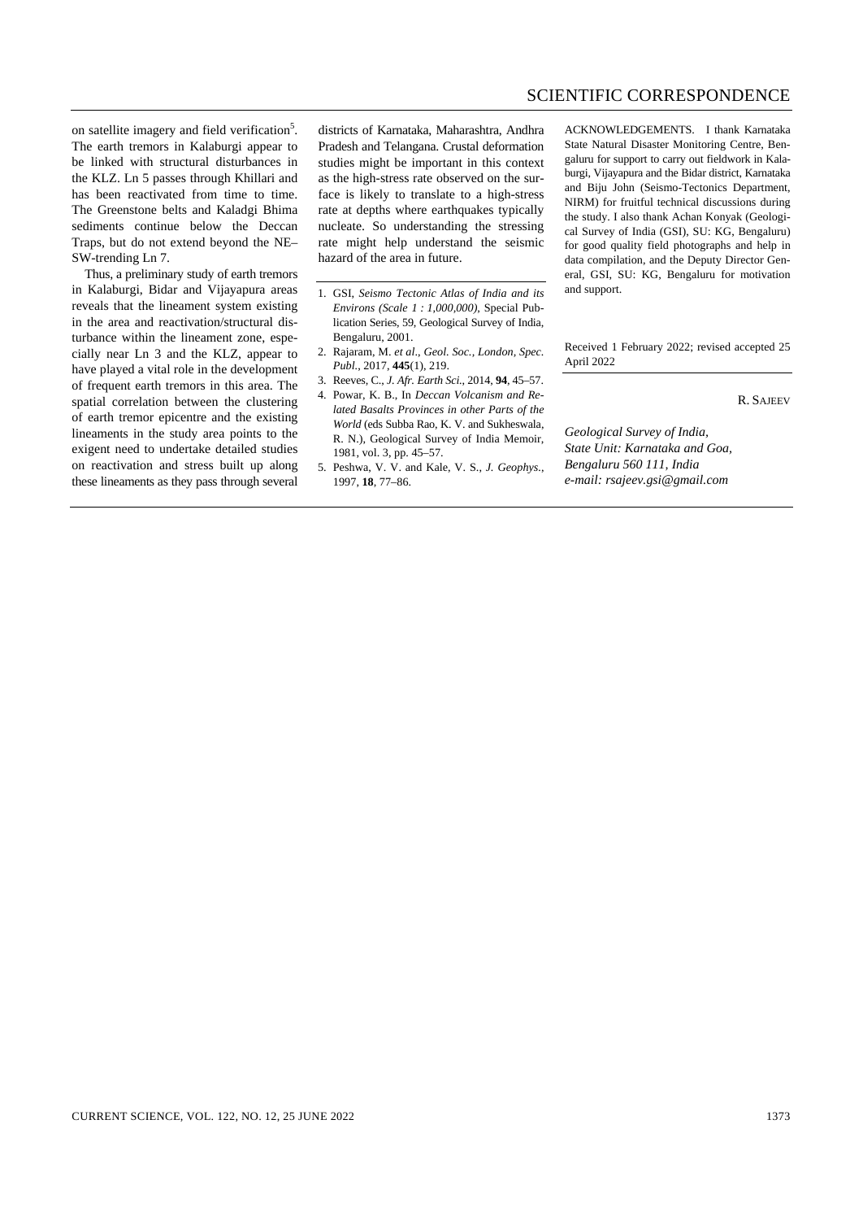on satellite imagery and field verification[5]. The earth tremors in Kalaburgi appear to be linked with structural disturbances in the KLZ. Ln 5 passes through Khillari and has been reactivated from time to time. The Greenstone belts and Kaladgi Bhima sediments continue below the Deccan Traps, but do not extend beyond the NE–SW-trending Ln 7.

Thus, a preliminary study of earth tremors in Kalaburgi, Bidar and Vijayapura areas reveals that the lineament system existing in the area and reactivation/structural disturbance within the lineament zone, especially near Ln 3 and the KLZ, appear to have played a vital role in the development of frequent earth tremors in this area. The spatial correlation between the clustering of earth tremor epicentre and the existing lineaments in the study area points to the exigent need to undertake detailed studies on reactivation and stress built up along these lineaments as they pass through several districts of Karnataka, Maharashtra, Andhra Pradesh and Telangana. Crustal deformation studies might be important in this context as the high-stress rate observed on the surface is likely to translate to a high-stress rate at depths where earthquakes typically nucleate. So understanding the stressing rate might help understand the seismic hazard of the area in future.

1. GSI, *Seismo Tectonic Atlas of India and its Environs (Scale 1 : 1,000,000)*, Special Publication Series, 59, Geological Survey of India, Bengaluru, 2001.
2. Rajaram, M. *et al*., *Geol. Soc., London, Spec. Publ.*, 2017, **445**(1), 219.
3. Reeves, C., *J. Afr. Earth Sci.*, 2014, **94**, 45–57.
4. Powar, K. B., In *Deccan Volcanism and Related Basalts Provinces in other Parts of the World* (eds Subba Rao, K. V. and Sukheswala, R. N.), Geological Survey of India Memoir, 1981, vol. 3, pp. 45–57.
5. Peshwa, V. V. and Kale, V. S., *J. Geophys.*, 1997, **18**, 77–86.

ACKNOWLEDGEMENTS. I thank Karnataka State Natural Disaster Monitoring Centre, Bengaluru for support to carry out fieldwork in Kalaburgi, Vijayapura and the Bidar district, Karnataka and Biju John (Seismo-Tectonics Department, NIRM) for fruitful technical discussions during the study. I also thank Achan Konyak (Geological Survey of India (GSI), SU: KG, Bengaluru) for good quality field photographs and help in data compilation, and the Deputy Director General, GSI, SU: KG, Bengaluru for motivation and support.

Received 1 February 2022; revised accepted 25 April 2022

R. SAJEEV

*Geological Survey of India,*
*State Unit: Karnataka and Goa,*
*Bengaluru 560 111, India*
*e-mail: rsajeev.gsi@gmail.com*